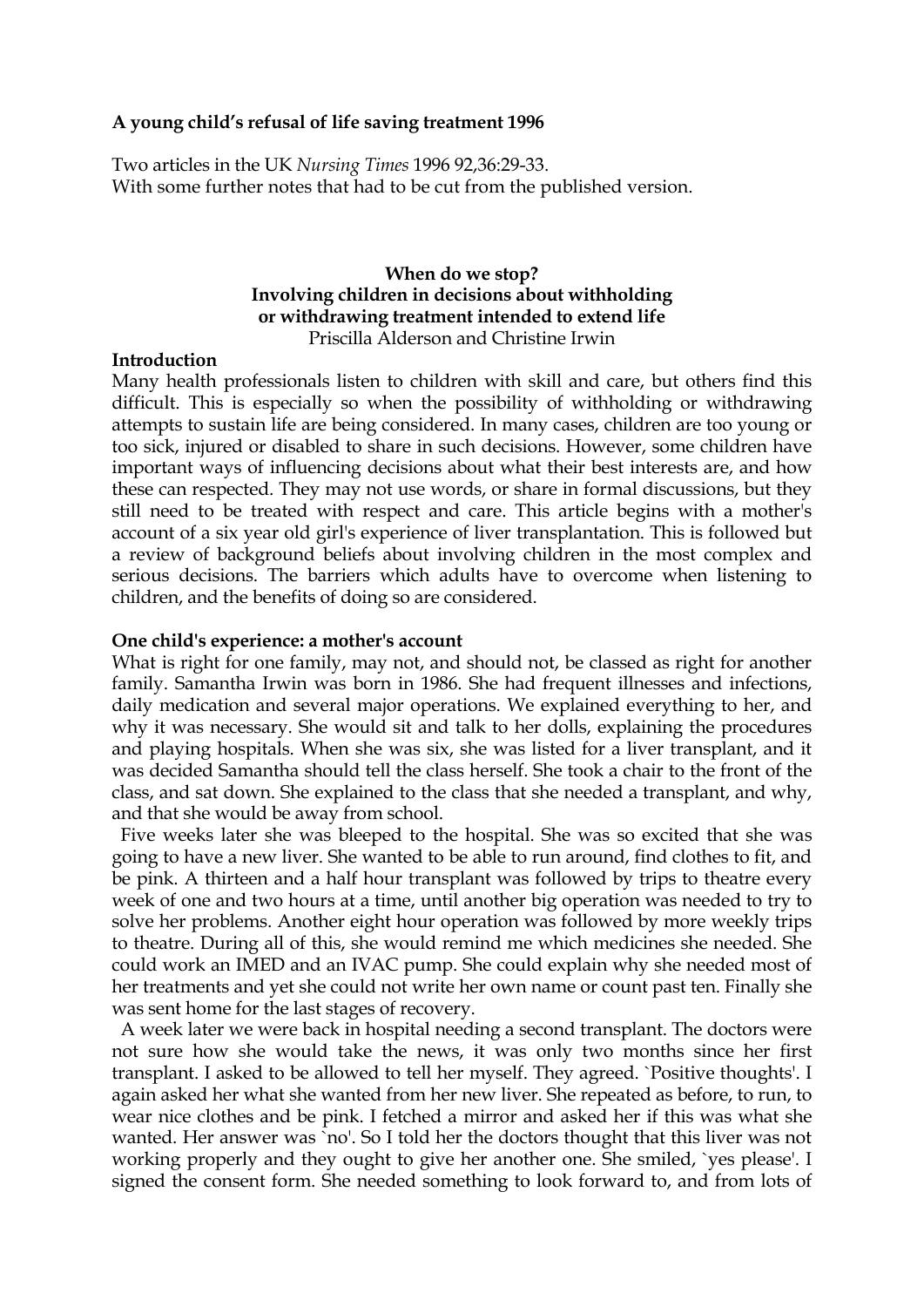**A young child's refusal of life saving treatment 1996**

Two articles in the UK *Nursing Times* 1996 92,36:29-33.
With some further notes that had to be cut from the published version.

**When do we stop?**
**Involving children in decisions about withholding or withdrawing treatment intended to extend life**
Priscilla Alderson and Christine Irwin

**Introduction**

Many health professionals listen to children with skill and care, but others find this difficult. This is especially so when the possibility of withholding or withdrawing attempts to sustain life are being considered. In many cases, children are too young or too sick, injured or disabled to share in such decisions. However, some children have important ways of influencing decisions about what their best interests are, and how these can respected. They may not use words, or share in formal discussions, but they still need to be treated with respect and care. This article begins with a mother's account of a six year old girl's experience of liver transplantation. This is followed but a review of background beliefs about involving children in the most complex and serious decisions. The barriers which adults have to overcome when listening to children, and the benefits of doing so are considered.

**One child's experience: a mother's account**

What is right for one family, may not, and should not, be classed as right for another family. Samantha Irwin was born in 1986. She had frequent illnesses and infections, daily medication and several major operations. We explained everything to her, and why it was necessary. She would sit and talk to her dolls, explaining the procedures and playing hospitals. When she was six, she was listed for a liver transplant, and it was decided Samantha should tell the class herself. She took a chair to the front of the class, and sat down. She explained to the class that she needed a transplant, and why, and that she would be away from school.

Five weeks later she was bleeped to the hospital. She was so excited that she was going to have a new liver. She wanted to be able to run around, find clothes to fit, and be pink. A thirteen and a half hour transplant was followed by trips to theatre every week of one and two hours at a time, until another big operation was needed to try to solve her problems. Another eight hour operation was followed by more weekly trips to theatre. During all of this, she would remind me which medicines she needed. She could work an IMED and an IVAC pump. She could explain why she needed most of her treatments and yet she could not write her own name or count past ten. Finally she was sent home for the last stages of recovery.

A week later we were back in hospital needing a second transplant. The doctors were not sure how she would take the news, it was only two months since her first transplant. I asked to be allowed to tell her myself. They agreed. `Positive thoughts'. I again asked her what she wanted from her new liver. She repeated as before, to run, to wear nice clothes and be pink. I fetched a mirror and asked her if this was what she wanted. Her answer was `no'. So I told her the doctors thought that this liver was not working properly and they ought to give her another one. She smiled, `yes please'. I signed the consent form. She needed something to look forward to, and from lots of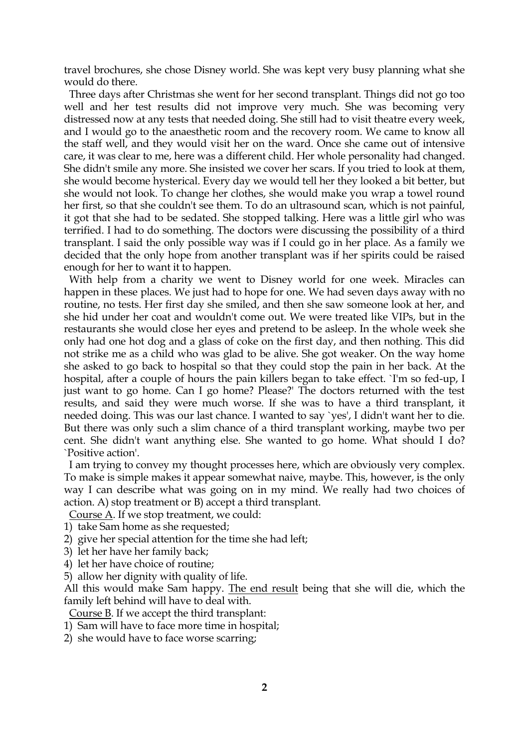travel brochures, she chose Disney world. She was kept very busy planning what she would do there.

Three days after Christmas she went for her second transplant. Things did not go too well and her test results did not improve very much. She was becoming very distressed now at any tests that needed doing. She still had to visit theatre every week, and I would go to the anaesthetic room and the recovery room. We came to know all the staff well, and they would visit her on the ward. Once she came out of intensive care, it was clear to me, here was a different child. Her whole personality had changed. She didn't smile any more. She insisted we cover her scars. If you tried to look at them, she would become hysterical. Every day we would tell her they looked a bit better, but she would not look. To change her clothes, she would make you wrap a towel round her first, so that she couldn't see them. To do an ultrasound scan, which is not painful, it got that she had to be sedated. She stopped talking. Here was a little girl who was terrified. I had to do something. The doctors were discussing the possibility of a third transplant. I said the only possible way was if I could go in her place. As a family we decided that the only hope from another transplant was if her spirits could be raised enough for her to want it to happen.

With help from a charity we went to Disney world for one week. Miracles can happen in these places. We just had to hope for one. We had seven days away with no routine, no tests. Her first day she smiled, and then she saw someone look at her, and she hid under her coat and wouldn't come out. We were treated like VIPs, but in the restaurants she would close her eyes and pretend to be asleep. In the whole week she only had one hot dog and a glass of coke on the first day, and then nothing. This did not strike me as a child who was glad to be alive. She got weaker. On the way home she asked to go back to hospital so that they could stop the pain in her back. At the hospital, after a couple of hours the pain killers began to take effect. `I'm so fed-up, I just want to go home. Can I go home? Please?' The doctors returned with the test results, and said they were much worse. If she was to have a third transplant, it needed doing. This was our last chance. I wanted to say `yes', I didn't want her to die. But there was only such a slim chance of a third transplant working, maybe two per cent. She didn't want anything else. She wanted to go home. What should I do? `Positive action'.

I am trying to convey my thought processes here, which are obviously very complex. To make is simple makes it appear somewhat naive, maybe. This, however, is the only way I can describe what was going on in my mind. We really had two choices of action. A) stop treatment or B) accept a third transplant.

<u>Course A</u>. If we stop treatment, we could:

1) take Sam home as she requested;
2) give her special attention for the time she had left;
3) let her have her family back;
4) let her have choice of routine;
5) allow her dignity with quality of life.

All this would make Sam happy. <u>The end result</u> being that she will die, which the family left behind will have to deal with.

<u>Course B</u>. If we accept the third transplant:

1) Sam will have to face more time in hospital;
2) she would have to face worse scarring;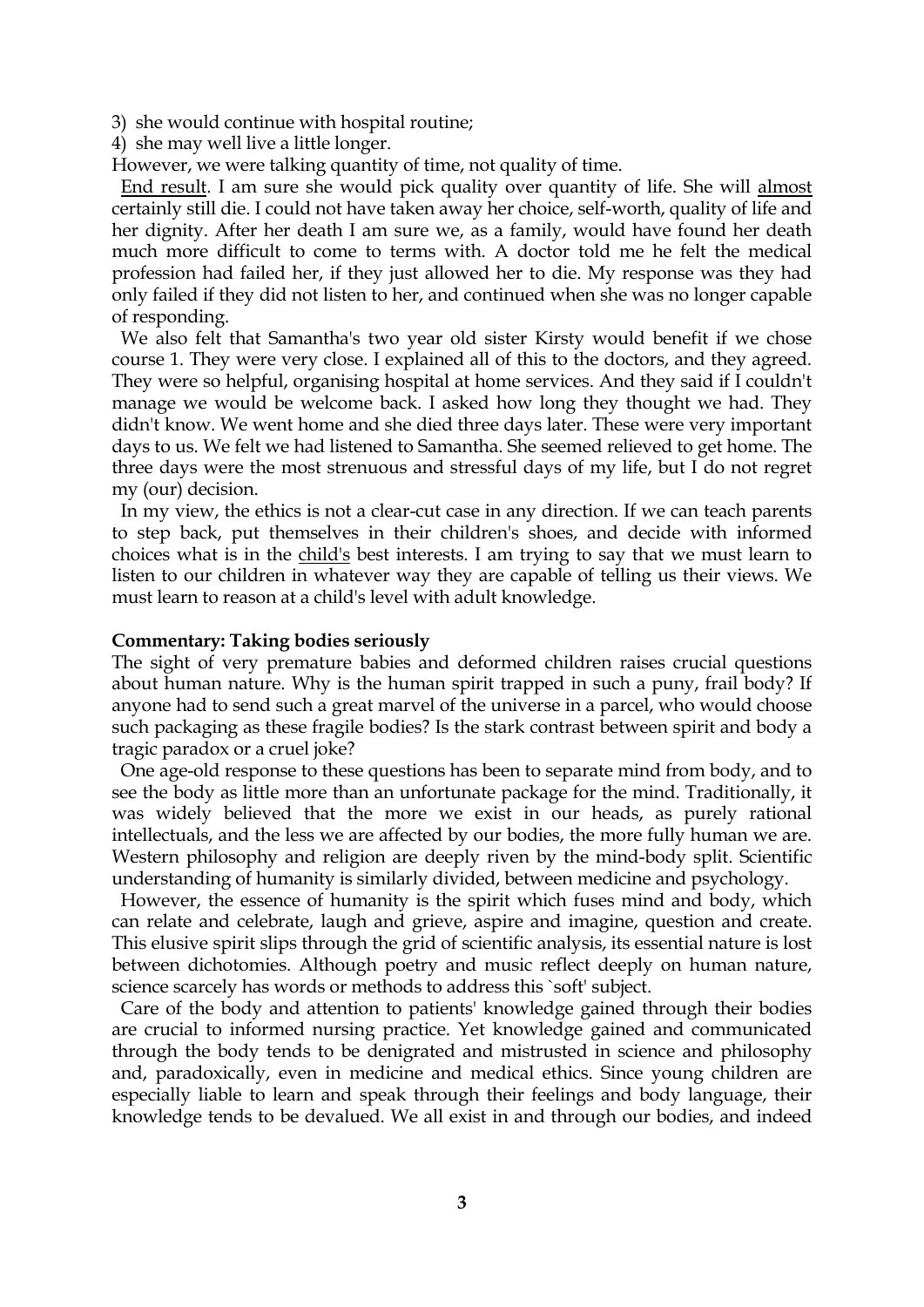3) she would continue with hospital routine;
4) she may well live a little longer.

However, we were talking quantity of time, not quality of time.

<u>End result</u>. I am sure she would pick quality over quantity of life. She will <u>almost</u> certainly still die. I could not have taken away her choice, self-worth, quality of life and her dignity. After her death I am sure we, as a family, would have found her death much more difficult to come to terms with. A doctor told me he felt the medical profession had failed her, if they just allowed her to die. My response was they had only failed if they did not listen to her, and continued when she was no longer capable of responding.

We also felt that Samantha's two year old sister Kirsty would benefit if we chose course 1. They were very close. I explained all of this to the doctors, and they agreed. They were so helpful, organising hospital at home services. And they said if I couldn't manage we would be welcome back. I asked how long they thought we had. They didn't know. We went home and she died three days later. These were very important days to us. We felt we had listened to Samantha. She seemed relieved to get home. The three days were the most strenuous and stressful days of my life, but I do not regret my (our) decision.

In my view, the ethics is not a clear-cut case in any direction. If we can teach parents to step back, put themselves in their children's shoes, and decide with informed choices what is in the <u>child's</u> best interests. I am trying to say that we must learn to listen to our children in whatever way they are capable of telling us their views. We must learn to reason at a child's level with adult knowledge.

**Commentary: Taking bodies seriously**

The sight of very premature babies and deformed children raises crucial questions about human nature. Why is the human spirit trapped in such a puny, frail body? If anyone had to send such a great marvel of the universe in a parcel, who would choose such packaging as these fragile bodies? Is the stark contrast between spirit and body a tragic paradox or a cruel joke?

One age-old response to these questions has been to separate mind from body, and to see the body as little more than an unfortunate package for the mind. Traditionally, it was widely believed that the more we exist in our heads, as purely rational intellectuals, and the less we are affected by our bodies, the more fully human we are. Western philosophy and religion are deeply riven by the mind-body split. Scientific understanding of humanity is similarly divided, between medicine and psychology.

However, the essence of humanity is the spirit which fuses mind and body, which can relate and celebrate, laugh and grieve, aspire and imagine, question and create. This elusive spirit slips through the grid of scientific analysis, its essential nature is lost between dichotomies. Although poetry and music reflect deeply on human nature, science scarcely has words or methods to address this `soft' subject.

Care of the body and attention to patients' knowledge gained through their bodies are crucial to informed nursing practice. Yet knowledge gained and communicated through the body tends to be denigrated and mistrusted in science and philosophy and, paradoxically, even in medicine and medical ethics. Since young children are especially liable to learn and speak through their feelings and body language, their knowledge tends to be devalued. We all exist in and through our bodies, and indeed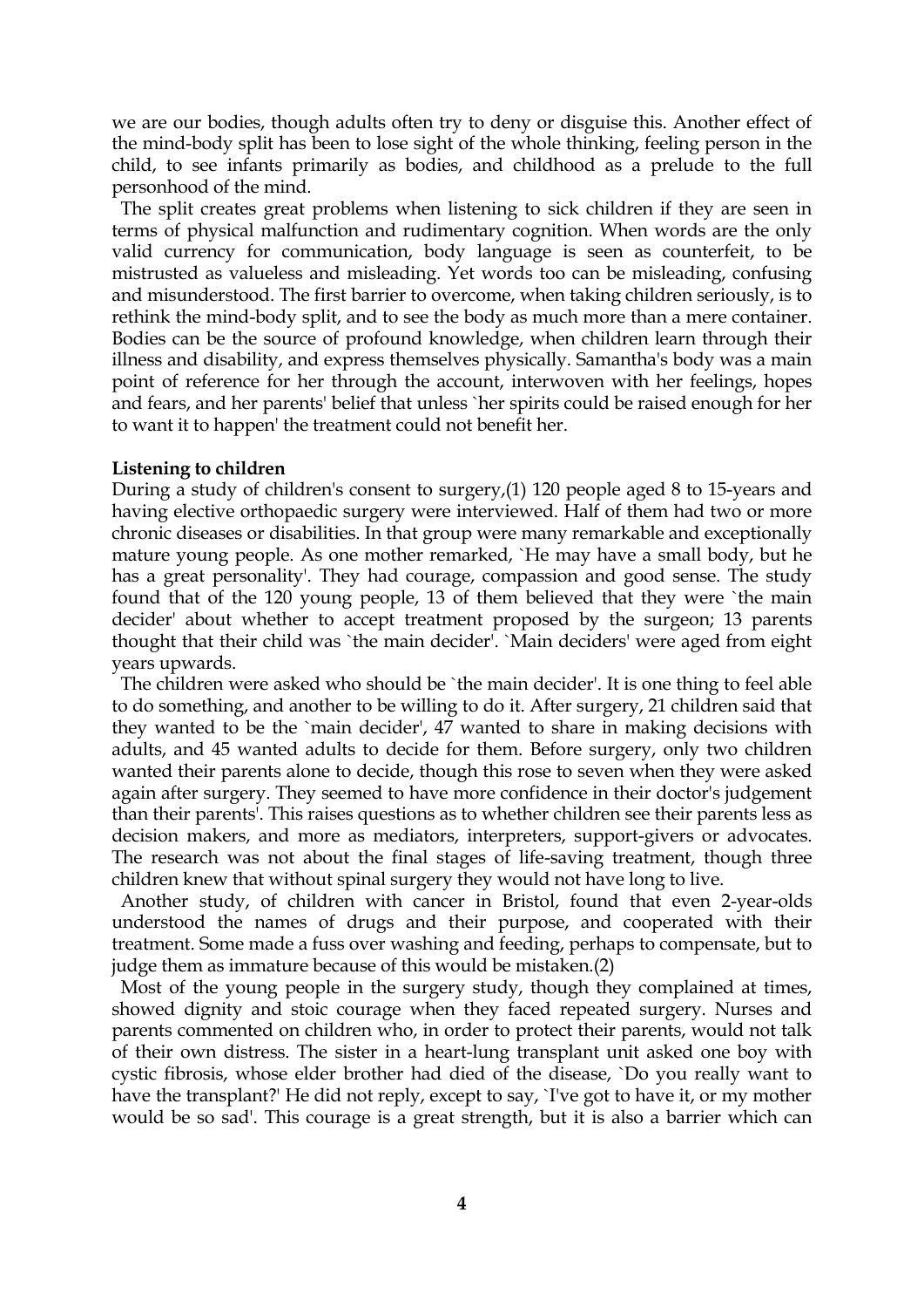we are our bodies, though adults often try to deny or disguise this. Another effect of the mind-body split has been to lose sight of the whole thinking, feeling person in the child, to see infants primarily as bodies, and childhood as a prelude to the full personhood of the mind.

The split creates great problems when listening to sick children if they are seen in terms of physical malfunction and rudimentary cognition. When words are the only valid currency for communication, body language is seen as counterfeit, to be mistrusted as valueless and misleading. Yet words too can be misleading, confusing and misunderstood. The first barrier to overcome, when taking children seriously, is to rethink the mind-body split, and to see the body as much more than a mere container. Bodies can be the source of profound knowledge, when children learn through their illness and disability, and express themselves physically. Samantha's body was a main point of reference for her through the account, interwoven with her feelings, hopes and fears, and her parents' belief that unless `her spirits could be raised enough for her to want it to happen' the treatment could not benefit her.

**Listening to children**

During a study of children's consent to surgery,(1) 120 people aged 8 to 15-years and having elective orthopaedic surgery were interviewed. Half of them had two or more chronic diseases or disabilities. In that group were many remarkable and exceptionally mature young people. As one mother remarked, `He may have a small body, but he has a great personality'. They had courage, compassion and good sense. The study found that of the 120 young people, 13 of them believed that they were `the main decider' about whether to accept treatment proposed by the surgeon; 13 parents thought that their child was `the main decider'. `Main deciders' were aged from eight years upwards.

The children were asked who should be `the main decider'. It is one thing to feel able to do something, and another to be willing to do it. After surgery, 21 children said that they wanted to be the `main decider', 47 wanted to share in making decisions with adults, and 45 wanted adults to decide for them. Before surgery, only two children wanted their parents alone to decide, though this rose to seven when they were asked again after surgery. They seemed to have more confidence in their doctor's judgement than their parents'. This raises questions as to whether children see their parents less as decision makers, and more as mediators, interpreters, support-givers or advocates. The research was not about the final stages of life-saving treatment, though three children knew that without spinal surgery they would not have long to live.

Another study, of children with cancer in Bristol, found that even 2-year-olds understood the names of drugs and their purpose, and cooperated with their treatment. Some made a fuss over washing and feeding, perhaps to compensate, but to judge them as immature because of this would be mistaken.(2)

Most of the young people in the surgery study, though they complained at times, showed dignity and stoic courage when they faced repeated surgery. Nurses and parents commented on children who, in order to protect their parents, would not talk of their own distress. The sister in a heart-lung transplant unit asked one boy with cystic fibrosis, whose elder brother had died of the disease, `Do you really want to have the transplant?' He did not reply, except to say, `I've got to have it, or my mother would be so sad'. This courage is a great strength, but it is also a barrier which can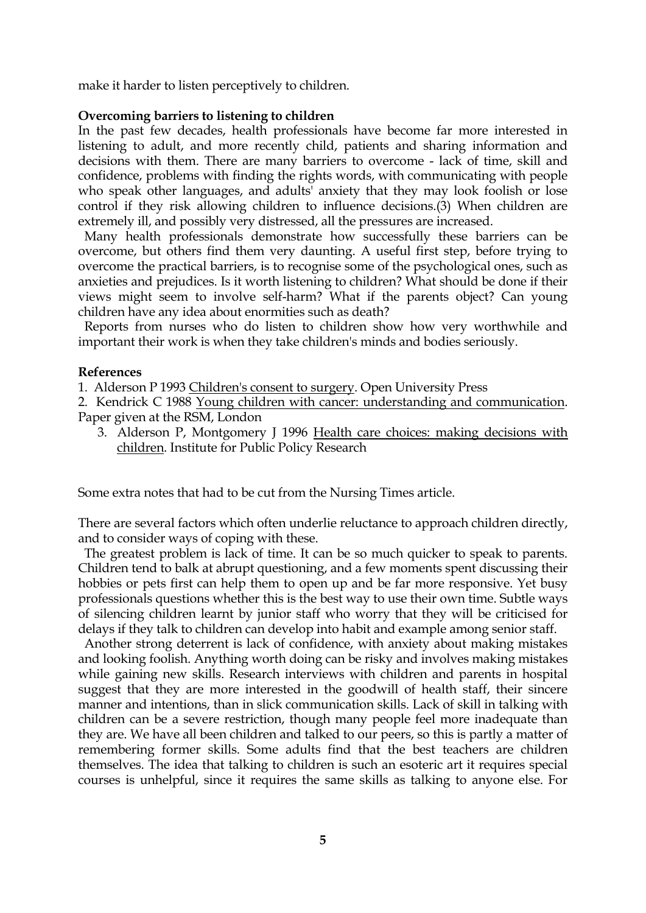make it harder to listen perceptively to children.

**Overcoming barriers to listening to children**

In the past few decades, health professionals have become far more interested in listening to adult, and more recently child, patients and sharing information and decisions with them. There are many barriers to overcome - lack of time, skill and confidence, problems with finding the rights words, with communicating with people who speak other languages, and adults' anxiety that they may look foolish or lose control if they risk allowing children to influence decisions.(3) When children are extremely ill, and possibly very distressed, all the pressures are increased.

Many health professionals demonstrate how successfully these barriers can be overcome, but others find them very daunting. A useful first step, before trying to overcome the practical barriers, is to recognise some of the psychological ones, such as anxieties and prejudices. Is it worth listening to children? What should be done if their views might seem to involve self-harm? What if the parents object? Can young children have any idea about enormities such as death?

Reports from nurses who do listen to children show how very worthwhile and important their work is when they take children's minds and bodies seriously.

**References**

1. Alderson P 1993 Children's consent to surgery. Open University Press
2. Kendrick C 1988 Young children with cancer: understanding and communication. Paper given at the RSM, London
3. Alderson P, Montgomery J 1996 Health care choices: making decisions with children. Institute for Public Policy Research

Some extra notes that had to be cut from the Nursing Times article.

There are several factors which often underlie reluctance to approach children directly, and to consider ways of coping with these.

The greatest problem is lack of time. It can be so much quicker to speak to parents. Children tend to balk at abrupt questioning, and a few moments spent discussing their hobbies or pets first can help them to open up and be far more responsive. Yet busy professionals questions whether this is the best way to use their own time. Subtle ways of silencing children learnt by junior staff who worry that they will be criticised for delays if they talk to children can develop into habit and example among senior staff.

Another strong deterrent is lack of confidence, with anxiety about making mistakes and looking foolish. Anything worth doing can be risky and involves making mistakes while gaining new skills. Research interviews with children and parents in hospital suggest that they are more interested in the goodwill of health staff, their sincere manner and intentions, than in slick communication skills. Lack of skill in talking with children can be a severe restriction, though many people feel more inadequate than they are. We have all been children and talked to our peers, so this is partly a matter of remembering former skills. Some adults find that the best teachers are children themselves. The idea that talking to children is such an esoteric art it requires special courses is unhelpful, since it requires the same skills as talking to anyone else. For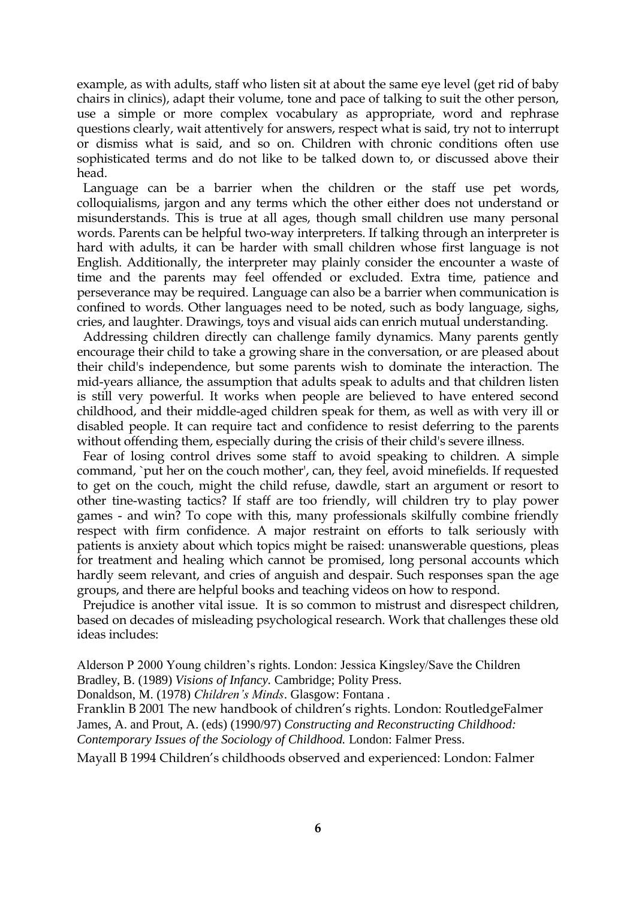example, as with adults, staff who listen sit at about the same eye level (get rid of baby chairs in clinics), adapt their volume, tone and pace of talking to suit the other person, use a simple or more complex vocabulary as appropriate, word and rephrase questions clearly, wait attentively for answers, respect what is said, try not to interrupt or dismiss what is said, and so on. Children with chronic conditions often use sophisticated terms and do not like to be talked down to, or discussed above their head.

Language can be a barrier when the children or the staff use pet words, colloquialisms, jargon and any terms which the other either does not understand or misunderstands. This is true at all ages, though small children use many personal words. Parents can be helpful two-way interpreters. If talking through an interpreter is hard with adults, it can be harder with small children whose first language is not English. Additionally, the interpreter may plainly consider the encounter a waste of time and the parents may feel offended or excluded. Extra time, patience and perseverance may be required. Language can also be a barrier when communication is confined to words. Other languages need to be noted, such as body language, sighs, cries, and laughter. Drawings, toys and visual aids can enrich mutual understanding.

Addressing children directly can challenge family dynamics. Many parents gently encourage their child to take a growing share in the conversation, or are pleased about their child's independence, but some parents wish to dominate the interaction. The mid-years alliance, the assumption that adults speak to adults and that children listen is still very powerful. It works when people are believed to have entered second childhood, and their middle-aged children speak for them, as well as with very ill or disabled people. It can require tact and confidence to resist deferring to the parents without offending them, especially during the crisis of their child's severe illness.

Fear of losing control drives some staff to avoid speaking to children. A simple command, `put her on the couch mother', can, they feel, avoid minefields. If requested to get on the couch, might the child refuse, dawdle, start an argument or resort to other tine-wasting tactics? If staff are too friendly, will children try to play power games - and win? To cope with this, many professionals skilfully combine friendly respect with firm confidence. A major restraint on efforts to talk seriously with patients is anxiety about which topics might be raised: unanswerable questions, pleas for treatment and healing which cannot be promised, long personal accounts which hardly seem relevant, and cries of anguish and despair. Such responses span the age groups, and there are helpful books and teaching videos on how to respond.

Prejudice is another vital issue. It is so common to mistrust and disrespect children, based on decades of misleading psychological research. Work that challenges these old ideas includes:

Alderson P 2000 Young children's rights. London: Jessica Kingsley/Save the Children
Bradley, B. (1989) *Visions of Infancy.* Cambridge; Polity Press.
Donaldson, M. (1978) *Children's Minds*. Glasgow: Fontana .
Franklin B 2001 The new handbook of children's rights. London: RoutledgeFalmer
James, A. and Prout, A. (eds) (1990/97) *Constructing and Reconstructing Childhood: Contemporary Issues of the Sociology of Childhood.* London: Falmer Press.
Mayall B 1994 Children's childhoods observed and experienced: London: Falmer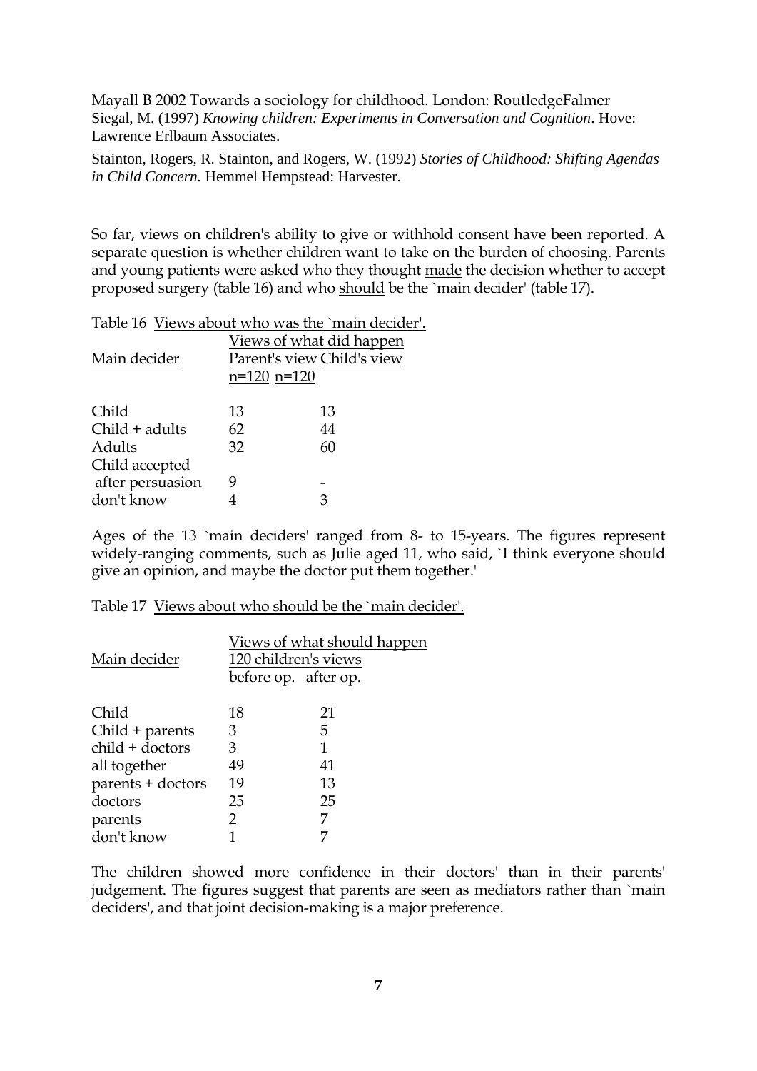Mayall B 2002 Towards a sociology for childhood. London: RoutledgeFalmer

Siegal, M. (1997) *Knowing children: Experiments in Conversation and Cognition*. Hove: Lawrence Erlbaum Associates.

Stainton, Rogers, R. Stainton, and Rogers, W. (1992) *Stories of Childhood: Shifting Agendas in Child Concern.* Hemmel Hempstead: Harvester.

So far, views on children's ability to give or withhold consent have been reported. A separate question is whether children want to take on the burden of choosing. Parents and young patients were asked who they thought made the decision whether to accept proposed surgery (table 16) and who should be the `main decider' (table 17).

Table 16 Views about who was the `main decider'.

| Main decider | Views of what did happen | |
|---|---|---|
| | Parent's view n=120 | Child's view n=120 |
| Child | 13 | 13 |
| Child + adults | 62 | 44 |
| Adults | 32 | 60 |
| Child accepted after persuasion | 9 | - |
| don't know | 4 | 3 |

Ages of the 13 `main deciders' ranged from 8- to 15-years. The figures represent widely-ranging comments, such as Julie aged 11, who said, `I think everyone should give an opinion, and maybe the doctor put them together.'

Table 17 Views about who should be the `main decider'.

| Main decider | Views of what should happen 120 children's views | |
|---|---|---|
| | before op. | after op. |
| Child | 18 | 21 |
| Child + parents | 3 | 5 |
| child + doctors | 3 | 1 |
| all together | 49 | 41 |
| parents + doctors | 19 | 13 |
| doctors | 25 | 25 |
| parents | 2 | 7 |
| don't know | 1 | 7 |

The children showed more confidence in their doctors' than in their parents' judgement. The figures suggest that parents are seen as mediators rather than `main deciders', and that joint decision-making is a major preference.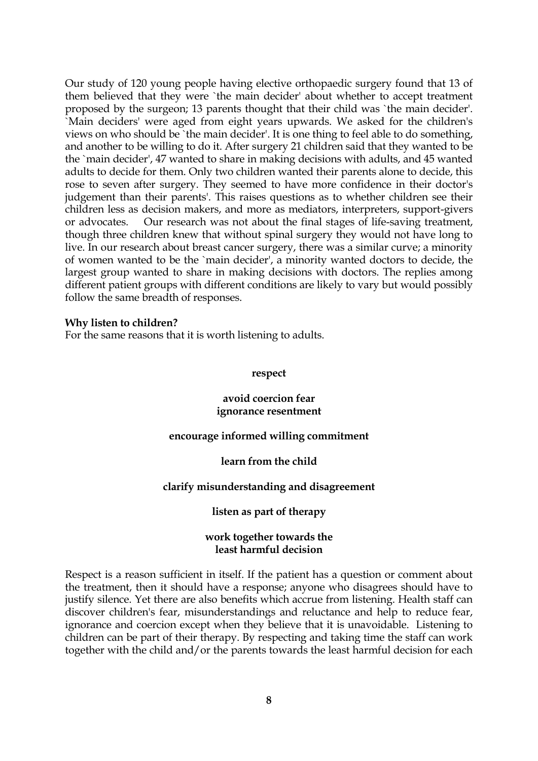Our study of 120 young people having elective orthopaedic surgery found that 13 of them believed that they were `the main decider' about whether to accept treatment proposed by the surgeon; 13 parents thought that their child was `the main decider'. `Main deciders' were aged from eight years upwards. We asked for the children's views on who should be `the main decider'. It is one thing to feel able to do something, and another to be willing to do it. After surgery 21 children said that they wanted to be the `main decider', 47 wanted to share in making decisions with adults, and 45 wanted adults to decide for them. Only two children wanted their parents alone to decide, this rose to seven after surgery. They seemed to have more confidence in their doctor's judgement than their parents'. This raises questions as to whether children see their children less as decision makers, and more as mediators, interpreters, support-givers or advocates. Our research was not about the final stages of life-saving treatment, though three children knew that without spinal surgery they would not have long to live. In our research about breast cancer surgery, there was a similar curve; a minority of women wanted to be the `main decider', a minority wanted doctors to decide, the largest group wanted to share in making decisions with doctors. The replies among different patient groups with different conditions are likely to vary but would possibly follow the same breadth of responses.

**Why listen to children?**
For the same reasons that it is worth listening to adults.

**respect**

**avoid coercion fear**
**ignorance resentment**

**encourage informed willing commitment**

**learn from the child**

**clarify misunderstanding and disagreement**

**listen as part of therapy**

**work together towards the**
**least harmful decision**

Respect is a reason sufficient in itself. If the patient has a question or comment about the treatment, then it should have a response; anyone who disagrees should have to justify silence. Yet there are also benefits which accrue from listening. Health staff can discover children's fear, misunderstandings and reluctance and help to reduce fear, ignorance and coercion except when they believe that it is unavoidable. Listening to children can be part of their therapy. By respecting and taking time the staff can work together with the child and/or the parents towards the least harmful decision for each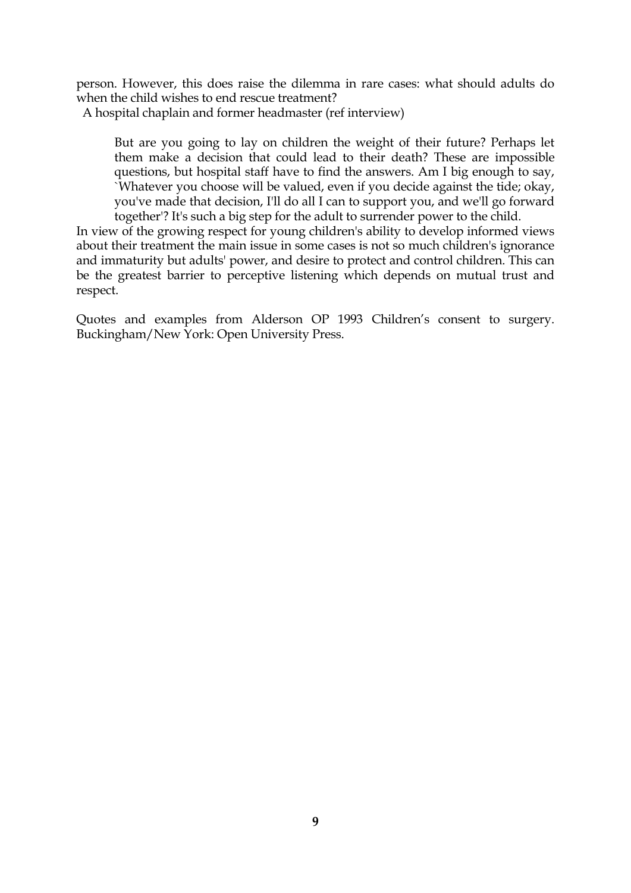person. However, this does raise the dilemma in rare cases: what should adults do when the child wishes to end rescue treatment?

A hospital chaplain and former headmaster (ref interview)

> But are you going to lay on children the weight of their future? Perhaps let them make a decision that could lead to their death? These are impossible questions, but hospital staff have to find the answers. Am I big enough to say, `Whatever you choose will be valued, even if you decide against the tide; okay, you've made that decision, I'll do all I can to support you, and we'll go forward together'? It's such a big step for the adult to surrender power to the child.

In view of the growing respect for young children's ability to develop informed views about their treatment the main issue in some cases is not so much children's ignorance and immaturity but adults' power, and desire to protect and control children. This can be the greatest barrier to perceptive listening which depends on mutual trust and respect.

Quotes and examples from Alderson OP 1993 Children's consent to surgery. Buckingham/New York: Open University Press.